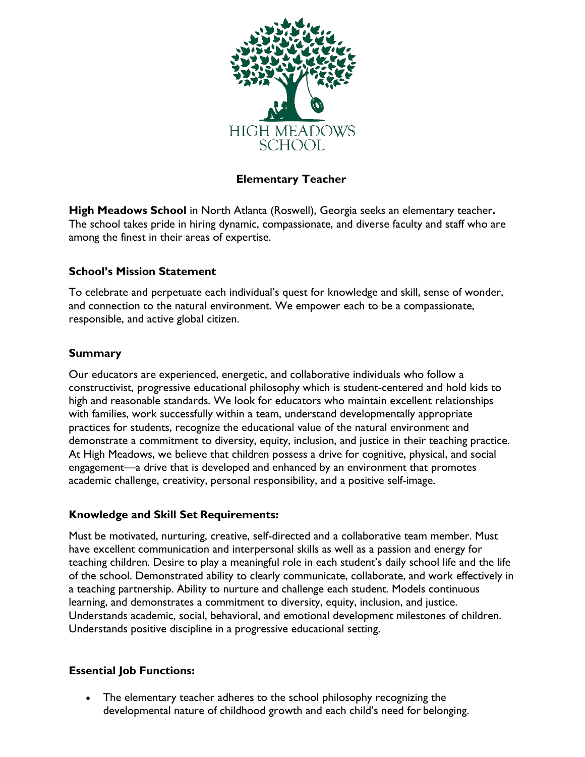HIGH MEADOWS SCHOOL

# Elementary Teacher

**High Meadows School** in North Atlanta (Roswell), Georgia seeks an elementary teacher**.** The school takes pride in hiring dynamic, compassionate, and diverse faculty and staff who are among the finest in their areas of expertise.

## School's Mission Statement

To celebrate and perpetuate each individual's quest for knowledge and skill, sense of wonder, and connection to the natural environment. We empower each to be a compassionate, responsible, and active global citizen.

## Summary

Our educators are experienced, energetic, and collaborative individuals who follow a constructivist, progressive educational philosophy which is student-centered and hold kids to high and reasonable standards. We look for educators who maintain excellent relationships with families, work successfully within a team, understand developmentally appropriate practices for students, recognize the educational value of the natural environment and demonstrate a commitment to diversity, equity, inclusion, and justice in their teaching practice. At High Meadows, we believe that children possess a drive for cognitive, physical, and social engagement—a drive that is developed and enhanced by an environment that promotes academic challenge, creativity, personal responsibility, and a positive self-image.

## Knowledge and Skill Set Requirements:

Must be motivated, nurturing, creative, self-directed and a collaborative team member. Must have excellent communication and interpersonal skills as well as a passion and energy for teaching children. Desire to play a meaningful role in each student's daily school life and the life of the school. Demonstrated ability to clearly communicate, collaborate, and work effectively in a teaching partnership. Ability to nurture and challenge each student. Models continuous learning, and demonstrates a commitment to diversity, equity, inclusion, and justice. Understands academic, social, behavioral, and emotional development milestones of children. Understands positive discipline in a progressive educational setting.

## Essential Job Functions:

- The elementary teacher adheres to the school philosophy recognizing the developmental nature of childhood growth and each child's need for belonging.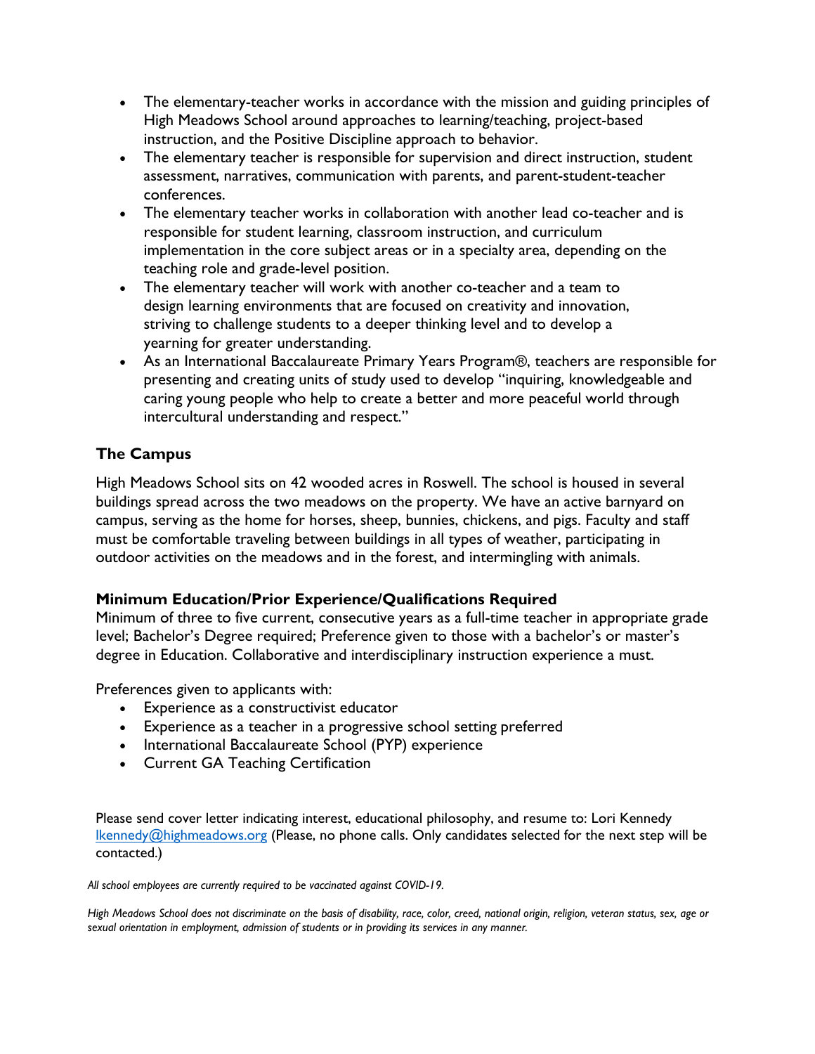- The elementary-teacher works in accordance with the mission and guiding principles of High Meadows School around approaches to learning/teaching, project-based instruction, and the Positive Discipline approach to behavior.
- The elementary teacher is responsible for supervision and direct instruction, student assessment, narratives, communication with parents, and parent-student-teacher conferences.
- The elementary teacher works in collaboration with another lead co-teacher and is responsible for student learning, classroom instruction, and curriculum implementation in the core subject areas or in a specialty area, depending on the teaching role and grade-level position.
- The elementary teacher will work with another co-teacher and a team to design learning environments that are focused on creativity and innovation, striving to challenge students to a deeper thinking level and to develop a yearning for greater understanding.
- As an International Baccalaureate Primary Years Program®, teachers are responsible for presenting and creating units of study used to develop "inquiring, knowledgeable and caring young people who help to create a better and more peaceful world through intercultural understanding and respect."

### The Campus

High Meadows School sits on 42 wooded acres in Roswell. The school is housed in several buildings spread across the two meadows on the property. We have an active barnyard on campus, serving as the home for horses, sheep, bunnies, chickens, and pigs. Faculty and staff must be comfortable traveling between buildings in all types of weather, participating in outdoor activities on the meadows and in the forest, and intermingling with animals.

### Minimum Education/Prior Experience/Qualifications Required

Minimum of three to five current, consecutive years as a full-time teacher in appropriate grade level; Bachelor's Degree required; Preference given to those with a bachelor's or master's degree in Education. Collaborative and interdisciplinary instruction experience a must.

Preferences given to applicants with:

- Experience as a constructivist educator
- Experience as a teacher in a progressive school setting preferred
- International Baccalaureate School (PYP) experience
- Current GA Teaching Certification

Please send cover letter indicating interest, educational philosophy, and resume to: Lori Kennedy lkennedy@highmeadows.org (Please, no phone calls. Only candidates selected for the next step will be contacted.)

*All school employees are currently required to be vaccinated against COVID-19.*

*High Meadows School does not discriminate on the basis of disability, race, color, creed, national origin, religion, veteran status, sex, age or sexual orientation in employment, admission of students or in providing its services in any manner.*